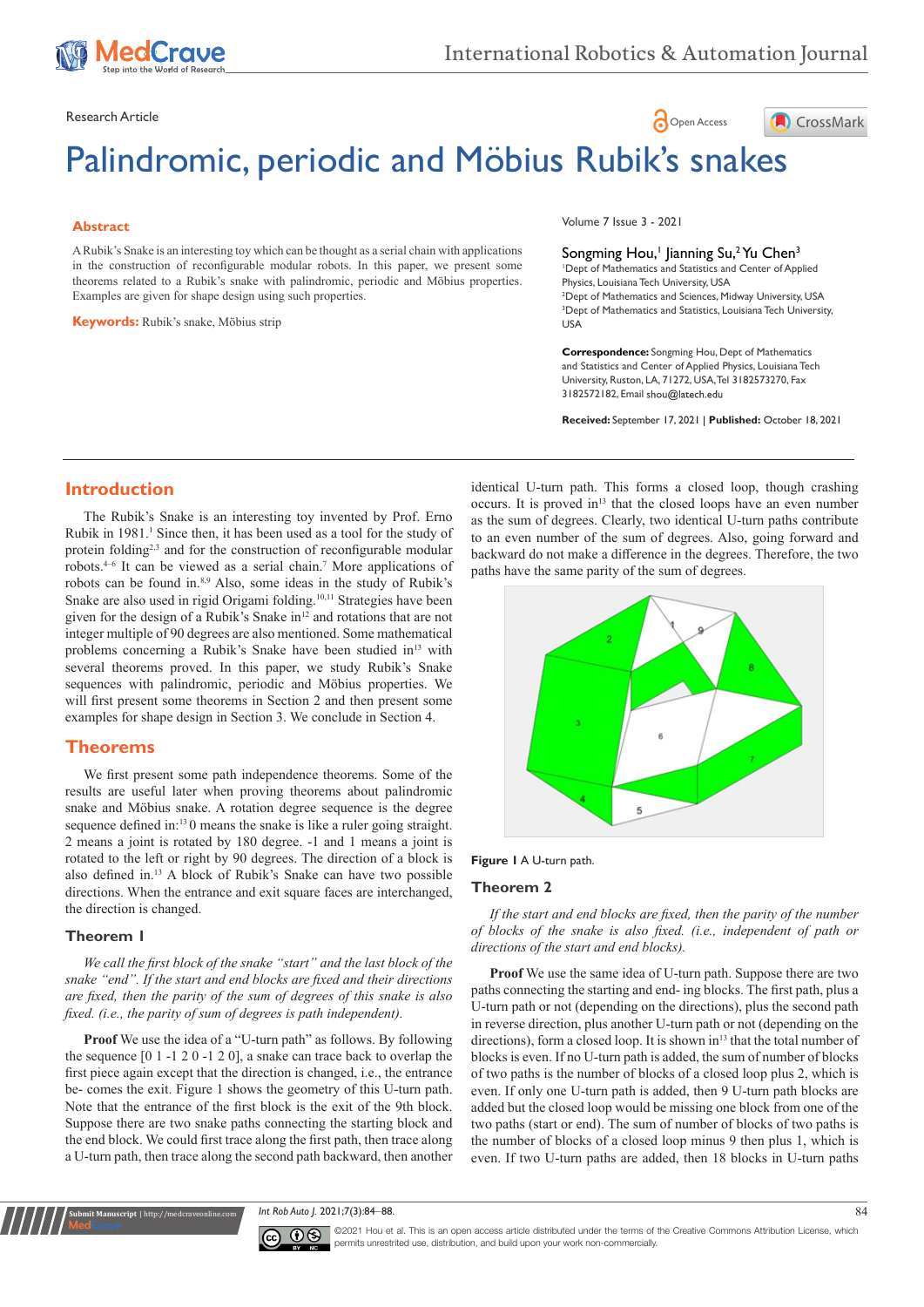Research Article

Open Access

# Palindromic, periodic and Möbius Rubik's snakes

Volume 7 Issue 3 - 2021

Songming Hou,[1] Jianning Su,[2] Yu Chen[3]

[1]Dept of Mathematics and Statistics and Center of Applied Physics, Louisiana Tech University, USA
[2]Dept of Mathematics and Sciences, Midway University, USA
[3]Dept of Mathematics and Statistics, Louisiana Tech University, USA

**Correspondence:** Songming Hou, Dept of Mathematics and Statistics and Center of Applied Physics, Louisiana Tech University, Ruston, LA, 71272, USA, Tel 3182573270, Fax 3182572182, Email shou@latech.edu

**Received:** September 17, 2021 | **Published:** October 18, 2021

## Abstract

A Rubik's Snake is an interesting toy which can be thought as a serial chain with applications in the construction of reconfigurable modular robots. In this paper, we present some theorems related to a Rubik's snake with palindromic, periodic and Möbius properties. Examples are given for shape design using such properties.

**Keywords:** Rubik's snake, Möbius strip

## Introduction

The Rubik's Snake is an interesting toy invented by Prof. Erno Rubik in 1981.[1] Since then, it has been used as a tool for the study of protein folding[2,3] and for the construction of reconfigurable modular robots.[4–6] It can be viewed as a serial chain.[7] More applications of robots can be found in.[8,9] Also, some ideas in the study of Rubik's Snake are also used in rigid Origami folding.[10,11] Strategies have been given for the design of a Rubik's Snake in[12] and rotations that are not integer multiple of 90 degrees are also mentioned. Some mathematical problems concerning a Rubik's Snake have been studied in[13] with several theorems proved. In this paper, we study Rubik's Snake sequences with palindromic, periodic and Möbius properties. We will first present some theorems in Section 2 and then present some examples for shape design in Section 3. We conclude in Section 4.

## Theorems

We first present some path independence theorems. Some of the results are useful later when proving theorems about palindromic snake and Möbius snake. A rotation degree sequence is the degree sequence defined in:[13] 0 means the snake is like a ruler going straight. 2 means a joint is rotated by 180 degree. -1 and 1 means a joint is rotated to the left or right by 90 degrees. The direction of a block is also defined in.[13] A block of Rubik's Snake can have two possible directions. When the entrance and exit square faces are interchanged, the direction is changed.

### Theorem 1

*We call the first block of the snake "start" and the last block of the snake "end". If the start and end blocks are fixed and their directions are fixed, then the parity of the sum of degrees of this snake is also fixed. (i.e., the parity of sum of degrees is path independent).*

**Proof** We use the idea of a "U-turn path" as follows. By following the sequence [0 1 -1 2 0 -1 2 0], a snake can trace back to overlap the first piece again except that the direction is changed, i.e., the entrance be- comes the exit. Figure 1 shows the geometry of this U-turn path. Note that the entrance of the first block is the exit of the 9th block. Suppose there are two snake paths connecting the starting block and the end block. We could first trace along the first path, then trace along a U-turn path, then trace along the second path backward, then another identical U-turn path. This forms a closed loop, though crashing occurs. It is proved in[13] that the closed loops have an even number as the sum of degrees. Clearly, two identical U-turn paths contribute to an even number of the sum of degrees. Also, going forward and backward do not make a difference in the degrees. Therefore, the two paths have the same parity of the sum of degrees.

**Figure 1** A U-turn path.

### Theorem 2

*If the start and end blocks are fixed, then the parity of the number of blocks of the snake is also fixed. (i.e., independent of path or directions of the start and end blocks).*

**Proof** We use the same idea of U-turn path. Suppose there are two paths connecting the starting and end- ing blocks. The first path, plus a U-turn path or not (depending on the directions), plus the second path in reverse direction, plus another U-turn path or not (depending on the directions), form a closed loop. It is shown in[13] that the total number of blocks is even. If no U-turn path is added, the sum of number of blocks of two paths is the number of blocks of a closed loop plus 2, which is even. If only one U-turn path is added, then 9 U-turn path blocks are added but the closed loop would be missing one block from one of the two paths (start or end). The sum of number of blocks of two paths is the number of blocks of a closed loop minus 9 then plus 1, which is even. If two U-turn paths are added, then 18 blocks in U-turn paths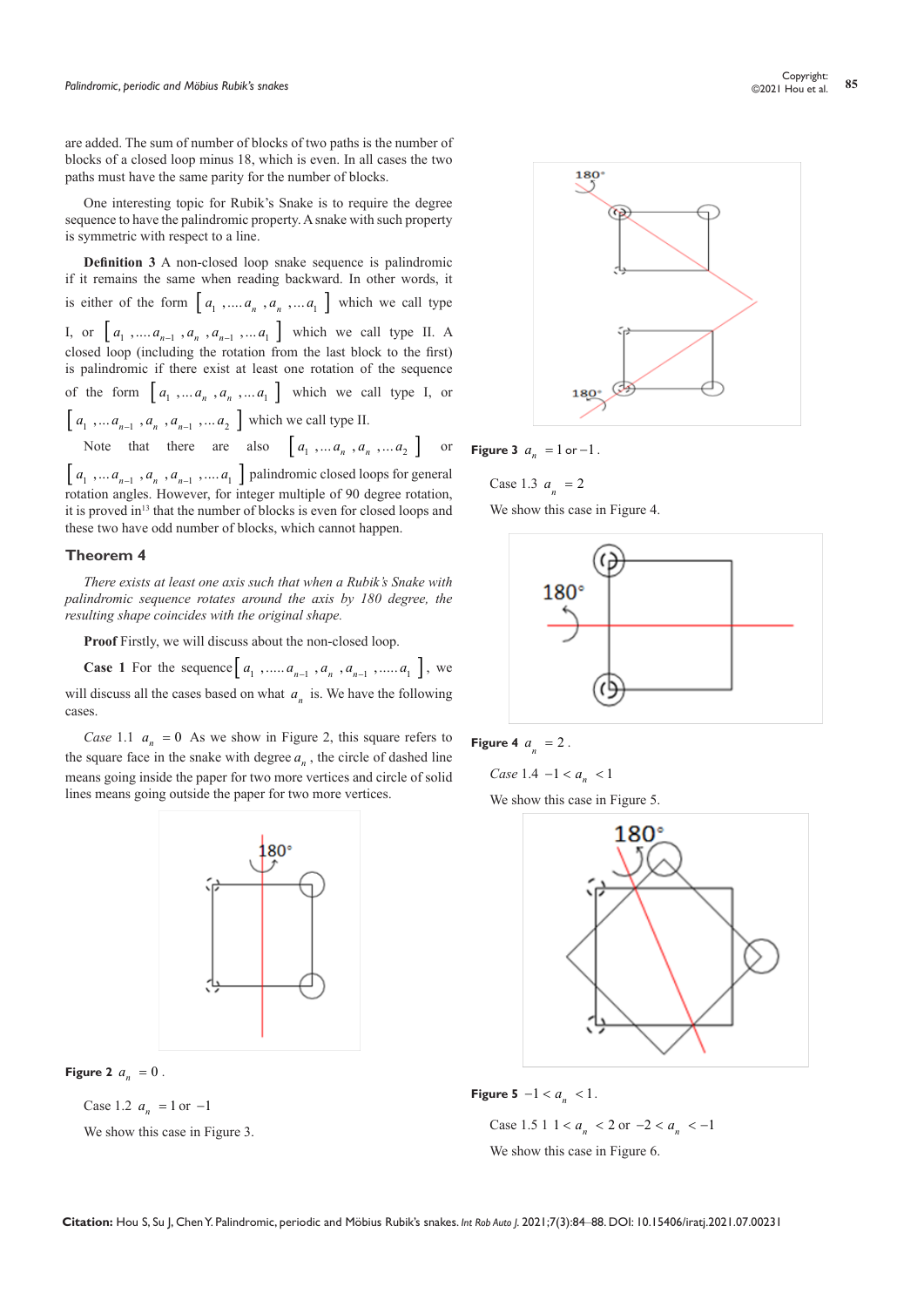are added. The sum of number of blocks of two paths is the number of blocks of a closed loop minus 18, which is even. In all cases the two paths must have the same parity for the number of blocks.

One interesting topic for Rubik's Snake is to require the degree sequence to have the palindromic property. A snake with such property is symmetric with respect to a line.

**Definition 3** A non-closed loop snake sequence is palindromic if it remains the same when reading backward. In other words, it is either of the form $\left[a_1, \ldots a_n, a_n, \ldots a_1\right]$ which we call type I, or $\left[a_1, \ldots a_{n-1}, a_n, a_{n-1}, \ldots a_1\right]$ which we call type II. A closed loop (including the rotation from the last block to the first) is palindromic if there exist at least one rotation of the sequence of the form $\left[a_1, \ldots a_n, a_n, \ldots a_1\right]$ which we call type I, or $\left[a_1, \ldots a_{n-1}, a_n, a_{n-1}, \ldots a_2\right]$ which we call type II.

Note that there are also $\left[a_1, \ldots a_n, a_n, \ldots a_2\right]$ or $\left[a_1, \ldots a_{n-1}, a_n, a_{n-1}, \ldots a_1\right]$ palindromic closed loops for general rotation angles. However, for integer multiple of 90 degree rotation, it is proved in[13] that the number of blocks is even for closed loops and these two have odd number of blocks, which cannot happen.

## Theorem 4

*There exists at least one axis such that when a Rubik's Snake with palindromic sequence rotates around the axis by 180 degree, the resulting shape coincides with the original shape.*

**Proof** Firstly, we will discuss about the non-closed loop.

**Case 1** For the sequence $\left[a_1, \ldots a_{n-1}, a_n, a_{n-1}, \ldots a_1\right]$, we will discuss all the cases based on what $a_n$ is. We have the following cases.

*Case* 1.1 $a_n = 0$ As we show in Figure 2, this square refers to the square face in the snake with degree $a_n$, the circle of dashed line means going inside the paper for two more vertices and circle of solid lines means going outside the paper for two more vertices.

**Figure 2** $a_n = 0$.

Case 1.2 $a_n = 1$ or $-1$

We show this case in Figure 3.

**Figure 3** $a_n = 1$ or $-1$.

Case 1.3 $a_n = 2$

We show this case in Figure 4.

**Figure 4** $a_n = 2$.

*Case* 1.4 $-1 < a_n < 1$

We show this case in Figure 5.

**Figure 5** $-1 < a_n < 1$.

Case 1.5 1 $1 < a_n < 2$ or $-2 < a_n < -1$

We show this case in Figure 6.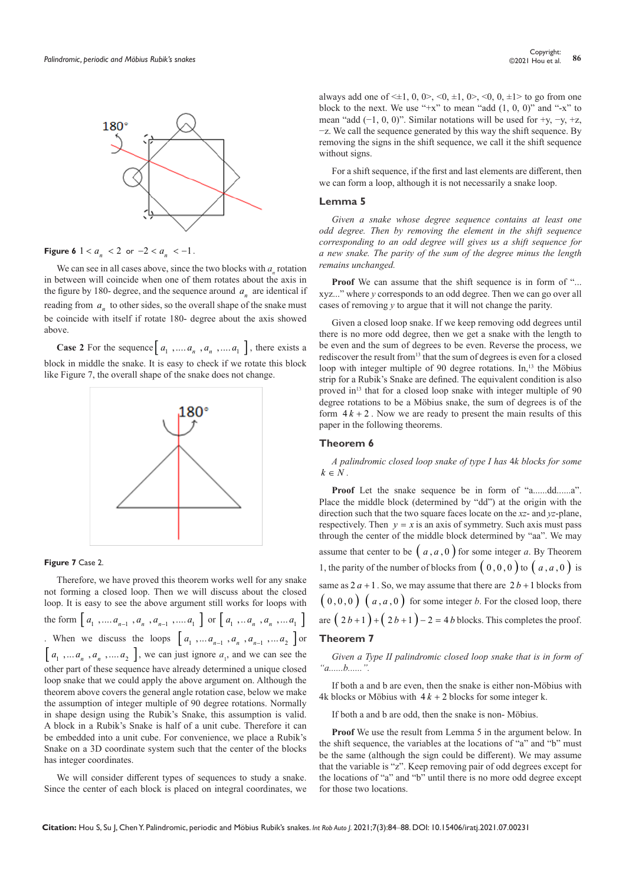**Figure 6** $1 < a_n < 2$ or $-2 < a_n < -1$.

We can see in all cases above, since the two blocks with $a_n$ rotation in between will coincide when one of them rotates about the axis in the figure by 180- degree, and the sequence around $a_n$ are identical if reading from $a_n$ to other sides, so the overall shape of the snake must be coincide with itself if rotate 180- degree about the axis showed above.

**Case 2** For the sequence $\left[ a_1 ,....a_n ,a_n ,....a_1 \right]$, there exists a block in middle the snake. It is easy to check if we rotate this block like Figure 7, the overall shape of the snake does not change.

**Figure 7** Case 2.

Therefore, we have proved this theorem works well for any snake not forming a closed loop. Then we will discuss about the closed loop. It is easy to see the above argument still works for loops with the form $\left[ a_1 ,....a_{n-1} ,a_n ,a_{n-1} ,....a_1 \right]$ or $\left[ a_1 ,..a_n ,a_n ,...a_1 \right]$. When we discuss the loops $\left[ a_1 ,...a_{n-1} ,a_n ,a_{n-1} ,...a_2 \right]$ or $\left[ a_1 ,...a_n ,a_n ,....a_2 \right]$, we can just ignore $a_1$, and we can see the other part of these sequence have already determined a unique closed loop snake that we could apply the above argument on. Although the theorem above covers the general angle rotation case, below we make the assumption of integer multiple of 90 degree rotations. Normally in shape design using the Rubik's Snake, this assumption is valid. A block in a Rubik's Snake is half of a unit cube. Therefore it can be embedded into a unit cube. For convenience, we place a Rubik's Snake on a 3D coordinate system such that the center of the blocks has integer coordinates.

We will consider different types of sequences to study a snake. Since the center of each block is placed on integral coordinates, we always add one of <±1, 0, 0>, <0, ±1, 0>, <0, 0, ±1> to go from one block to the next. We use "+x" to mean "add (1, 0, 0)" and "-x" to mean "add (−1, 0, 0)". Similar notations will be used for +y, −y, +z, −z. We call the sequence generated by this way the shift sequence. By removing the signs in the shift sequence, we call it the shift sequence without signs.

For a shift sequence, if the first and last elements are different, then we can form a loop, although it is not necessarily a snake loop.

## Lemma 5

*Given a snake whose degree sequence contains at least one odd degree. Then by removing the element in the shift sequence corresponding to an odd degree will gives us a shift sequence for a new snake. The parity of the sum of the degree minus the length remains unchanged.*

**Proof** We can assume that the shift sequence is in form of "... xyz..." where *y* corresponds to an odd degree. Then we can go over all cases of removing *y* to argue that it will not change the parity.

Given a closed loop snake. If we keep removing odd degrees until there is no more odd degree, then we get a snake with the length to be even and the sum of degrees to be even. Reverse the process, we rediscover the result from[13] that the sum of degrees is even for a closed loop with integer multiple of 90 degree rotations. In,[13] the Möbius strip for a Rubik's Snake are defined. The equivalent condition is also proved in[13] that for a closed loop snake with integer multiple of 90 degree rotations to be a Möbius snake, the sum of degrees is of the form $4k + 2$. Now we are ready to present the main results of this paper in the following theorems.

## Theorem 6

*A palindromic closed loop snake of type I has 4k blocks for some $k \in N$.*

**Proof** Let the snake sequence be in form of "a......dd......a". Place the middle block (determined by "dd") at the origin with the direction such that the two square faces locate on the *xz*- and *yz*-plane, respectively. Then $y = x$ is an axis of symmetry. Such axis must pass through the center of the middle block determined by "aa". We may assume that center to be $\left( a ,a ,0 \right)$ for some integer *a*. By Theorem 1, the parity of the number of blocks from $\left( 0 ,0 ,0 \right)$ to $\left( a ,a ,0 \right)$ is same as $2a + 1$. So, we may assume that there are $2b + 1$ blocks from $\left( 0 ,0 ,0 \right)$ $\left( a ,a ,0 \right)$ for some integer *b*. For the closed loop, there are $\left( 2b + 1 \right) + \left( 2b + 1 \right) - 2 = 4b$ blocks. This completes the proof.

## Theorem 7

*Given a Type II palindromic closed loop snake that is in form of "a......b......".*

If both a and b are even, then the snake is either non-Möbius with 4k blocks or Möbius with $4k + 2$ blocks for some integer k.

If both a and b are odd, then the snake is non- Möbius.

**Proof** We use the result from Lemma 5 in the argument below. In the shift sequence, the variables at the locations of "a" and "b" must be the same (although the sign could be different). We may assume that the variable is "z". Keep removing pair of odd degrees except for the locations of "a" and "b" until there is no more odd degree except for those two locations.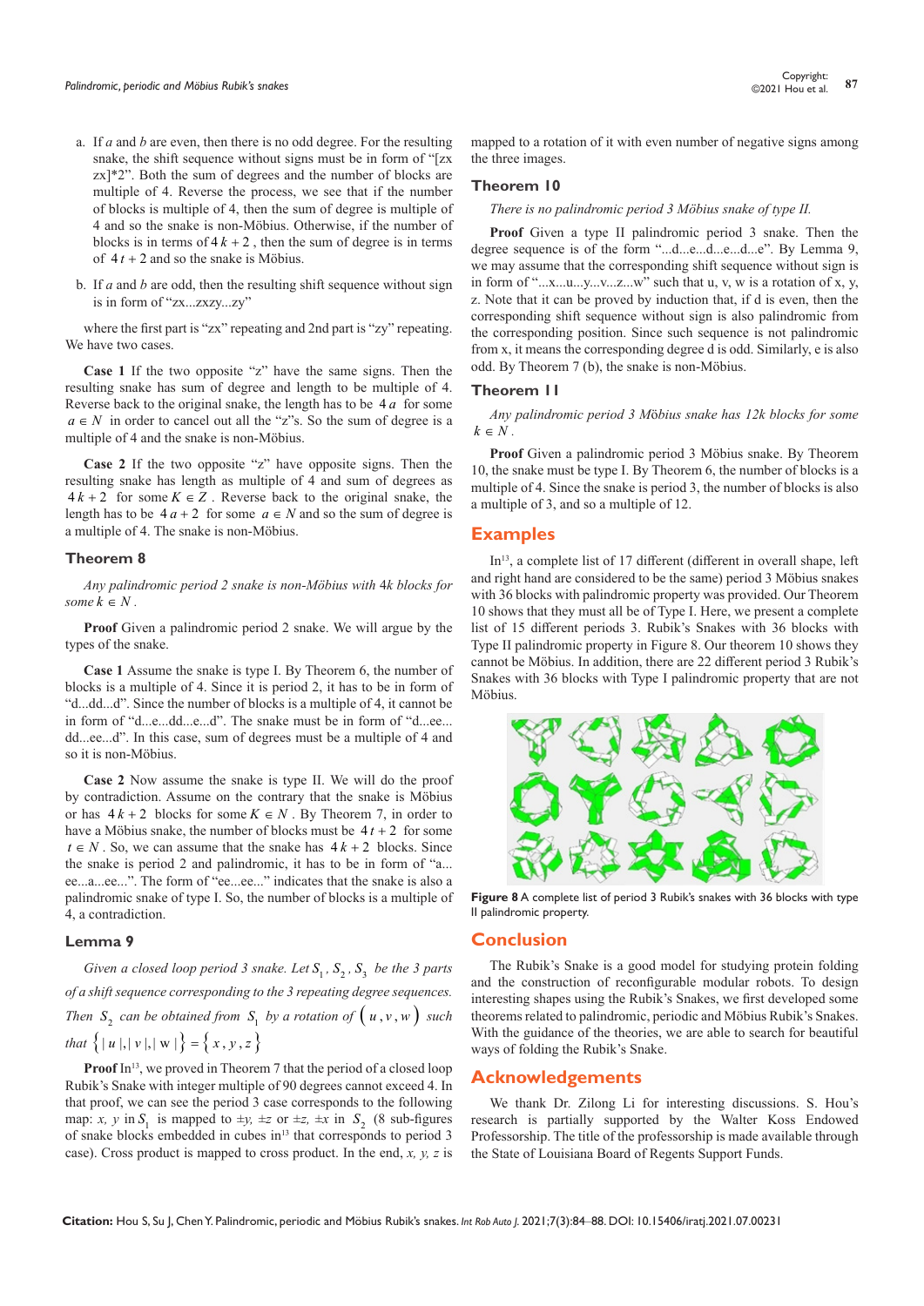a. If $a$ and $b$ are even, then there is no odd degree. For the resulting snake, the shift sequence without signs must be in form of "[zx zx]*2". Both the sum of degrees and the number of blocks are multiple of 4. Reverse the process, we see that if the number of blocks is multiple of 4, then the sum of degree is multiple of 4 and so the snake is non-Möbius. Otherwise, if the number of blocks is in terms of $4k+2$, then the sum of degree is in terms of $4t+2$ and so the snake is Möbius.

b. If $a$ and $b$ are odd, then the resulting shift sequence without sign is in form of "zx...zxzy...zy"

where the first part is "zx" repeating and 2nd part is "zy" repeating. We have two cases.

**Case 1** If the two opposite "z" have the same signs. Then the resulting snake has sum of degree and length to be multiple of 4. Reverse back to the original snake, the length has to be $4a$ for some $a \in N$ in order to cancel out all the "z"s. So the sum of degree is a multiple of 4 and the snake is non-Möbius.

**Case 2** If the two opposite "z" have opposite signs. Then the resulting snake has length as multiple of 4 and sum of degrees as $4k+2$ for some $K \in Z$. Reverse back to the original snake, the length has to be $4a+2$ for some $a \in N$ and so the sum of degree is a multiple of 4. The snake is non-Möbius.

### Theorem 8

*Any palindromic period 2 snake is non-Möbius with 4k blocks for some $k \in N$.*

**Proof** Given a palindromic period 2 snake. We will argue by the types of the snake.

**Case 1** Assume the snake is type I. By Theorem 6, the number of blocks is a multiple of 4. Since it is period 2, it has to be in form of "d...dd...d". Since the number of blocks is a multiple of 4, it cannot be in form of "d...e...dd...e...d". The snake must be in form of "d...ee... dd...ee...d". In this case, sum of degrees must be a multiple of 4 and so it is non-Möbius.

**Case 2** Now assume the snake is type II. We will do the proof by contradiction. Assume on the contrary that the snake is Möbius or has $4k+2$ blocks for some $K \in N$. By Theorem 7, in order to have a Möbius snake, the number of blocks must be $4t+2$ for some $t \in N$. So, we can assume that the snake has $4k+2$ blocks. Since the snake is period 2 and palindromic, it has to be in form of "a... ee...a...ee...". The form of "ee...ee..." indicates that the snake is also a palindromic snake of type I. So, the number of blocks is a multiple of 4, a contradiction.

### Lemma 9

*Given a closed loop period 3 snake. Let $S_1, S_2, S_3$ be the 3 parts of a shift sequence corresponding to the 3 repeating degree sequences. Then $S_2$ can be obtained from $S_1$ by a rotation of $(u, v, w)$ such that $\{|u|, |v|, |w|\} = \{x, y, z\}$*

**Proof** In[13], we proved in Theorem 7 that the period of a closed loop Rubik's Snake with integer multiple of 90 degrees cannot exceed 4. In that proof, we can see the period 3 case corresponds to the following map: $x$, $y$ in $S_1$ is mapped to $\pm y$, $\pm z$ or $\pm z$, $\pm x$ in $S_2$ (8 sub-figures of snake blocks embedded in cubes in[13] that corresponds to period 3 case). Cross product is mapped to cross product. In the end, $x$, $y$, $z$ is mapped to a rotation of it with even number of negative signs among the three images.

### Theorem 10

*There is no palindromic period 3 Möbius snake of type II.*

**Proof** Given a type II palindromic period 3 snake. Then the degree sequence is of the form "...d...e...d...e...d...e". By Lemma 9, we may assume that the corresponding shift sequence without sign is in form of "...x...u...y...v...z...w" such that u, v, w is a rotation of x, y, z. Note that it can be proved by induction that, if d is even, then the corresponding shift sequence without sign is also palindromic from the corresponding position. Since such sequence is not palindromic from x, it means the corresponding degree d is odd. Similarly, e is also odd. By Theorem 7 (b), the snake is non-Möbius.

### Theorem 11

*Any palindromic period 3 Möbius snake has 12k blocks for some $k \in N$.*

**Proof** Given a palindromic period 3 Möbius snake. By Theorem 10, the snake must be type I. By Theorem 6, the number of blocks is a multiple of 4. Since the snake is period 3, the number of blocks is also a multiple of 3, and so a multiple of 12.

## Examples

In[13], a complete list of 17 different (different in overall shape, left and right hand are considered to be the same) period 3 Möbius snakes with 36 blocks with palindromic property was provided. Our Theorem 10 shows that they must all be of Type I. Here, we present a complete list of 15 different periods 3. Rubik's Snakes with 36 blocks with Type II palindromic property in Figure 8. Our theorem 10 shows they cannot be Möbius. In addition, there are 22 different period 3 Rubik's Snakes with 36 blocks with Type I palindromic property that are not Möbius.

**Figure 8** A complete list of period 3 Rubik's snakes with 36 blocks with type II palindromic property.

## Conclusion

The Rubik's Snake is a good model for studying protein folding and the construction of reconfigurable modular robots. To design interesting shapes using the Rubik's Snakes, we first developed some theorems related to palindromic, periodic and Möbius Rubik's Snakes. With the guidance of the theories, we are able to search for beautiful ways of folding the Rubik's Snake.

## Acknowledgements

We thank Dr. Zilong Li for interesting discussions. S. Hou's research is partially supported by the Walter Koss Endowed Professorship. The title of the professorship is made available through the State of Louisiana Board of Regents Support Funds.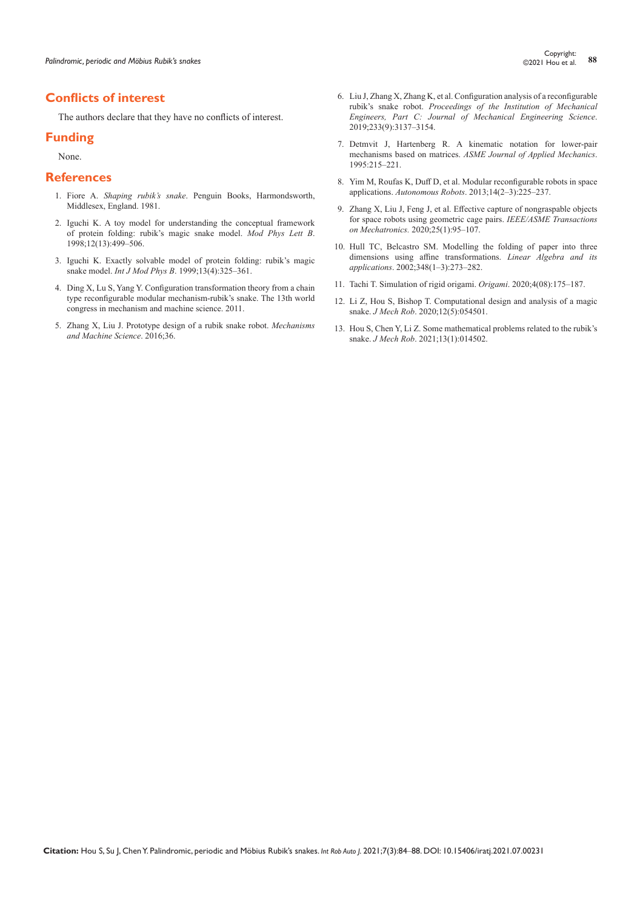## Conflicts of interest

The authors declare that they have no conflicts of interest.

## Funding

None.

## References

1. Fiore A. *Shaping rubik's snake*. Penguin Books, Harmondsworth, Middlesex, England. 1981.
2. Iguchi K. A toy model for understanding the conceptual framework of protein folding: rubik's magic snake model. *Mod Phys Lett B*. 1998;12(13):499–506.
3. Iguchi K. Exactly solvable model of protein folding: rubik's magic snake model. *Int J Mod Phys B*. 1999;13(4):325–361.
4. Ding X, Lu S, Yang Y. Configuration transformation theory from a chain type reconfigurable modular mechanism-rubik's snake. The 13th world congress in mechanism and machine science. 2011.
5. Zhang X, Liu J. Prototype design of a rubik snake robot. *Mechanisms and Machine Science*. 2016;36.
6. Liu J, Zhang X, Zhang K, et al. Configuration analysis of a reconfigurable rubik's snake robot. *Proceedings of the Institution of Mechanical Engineers, Part C: Journal of Mechanical Engineering Science*. 2019;233(9):3137–3154.
7. Detmvit J, Hartenberg R. A kinematic notation for lower-pair mechanisms based on matrices. *ASME Journal of Applied Mechanics*. 1995:215–221.
8. Yim M, Roufas K, Duff D, et al. Modular reconfigurable robots in space applications. *Autonomous Robots*. 2013;14(2–3):225–237.
9. Zhang X, Liu J, Feng J, et al. Effective capture of nongraspable objects for space robots using geometric cage pairs. *IEEE/ASME Transactions on Mechatronics*. 2020;25(1):95–107.
10. Hull TC, Belcastro SM. Modelling the folding of paper into three dimensions using affine transformations. *Linear Algebra and its applications*. 2002;348(1–3):273–282.
11. Tachi T. Simulation of rigid origami. *Origami*. 2020;4(08):175–187.
12. Li Z, Hou S, Bishop T. Computational design and analysis of a magic snake. *J Mech Rob*. 2020;12(5):054501.
13. Hou S, Chen Y, Li Z. Some mathematical problems related to the rubik's snake. *J Mech Rob*. 2021;13(1):014502.